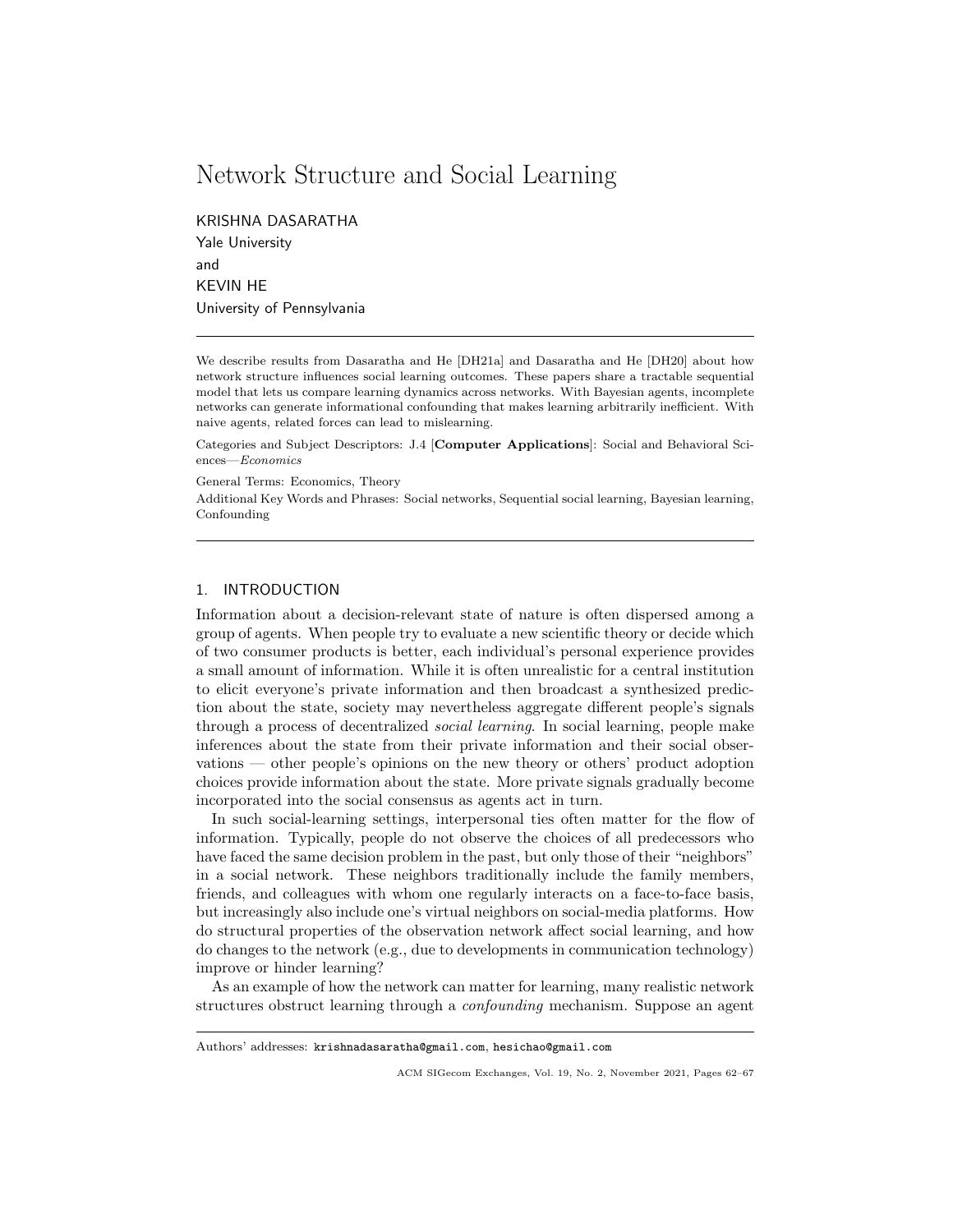# Network Structure and Social Learning

KRISHNA DASARATHA
Yale University
and
KEVIN HE
University of Pennsylvania

---

We describe results from Dasaratha and He [DH21a] and Dasaratha and He [DH20] about how network structure influences social learning outcomes. These papers share a tractable sequential model that lets us compare learning dynamics across networks. With Bayesian agents, incomplete networks can generate informational confounding that makes learning arbitrarily inefficient. With naive agents, related forces can lead to mislearning.

Categories and Subject Descriptors: J.4 [**Computer Applications**]: Social and Behavioral Sciences—*Economics*

General Terms: Economics, Theory

Additional Key Words and Phrases: Social networks, Sequential social learning, Bayesian learning, Confounding

---

## 1. INTRODUCTION

Information about a decision-relevant state of nature is often dispersed among a group of agents. When people try to evaluate a new scientific theory or decide which of two consumer products is better, each individual's personal experience provides a small amount of information. While it is often unrealistic for a central institution to elicit everyone's private information and then broadcast a synthesized prediction about the state, society may nevertheless aggregate different people's signals through a process of decentralized *social learning*. In social learning, people make inferences about the state from their private information and their social observations — other people's opinions on the new theory or others' product adoption choices provide information about the state. More private signals gradually become incorporated into the social consensus as agents act in turn.

In such social-learning settings, interpersonal ties often matter for the flow of information. Typically, people do not observe the choices of all predecessors who have faced the same decision problem in the past, but only those of their "neighbors" in a social network. These neighbors traditionally include the family members, friends, and colleagues with whom one regularly interacts on a face-to-face basis, but increasingly also include one's virtual neighbors on social-media platforms. How do structural properties of the observation network affect social learning, and how do changes to the network (e.g., due to developments in communication technology) improve or hinder learning?

As an example of how the network can matter for learning, many realistic network structures obstruct learning through a *confounding* mechanism. Suppose an agent

---

Authors' addresses: krishnadasaratha@gmail.com, hesichao@gmail.com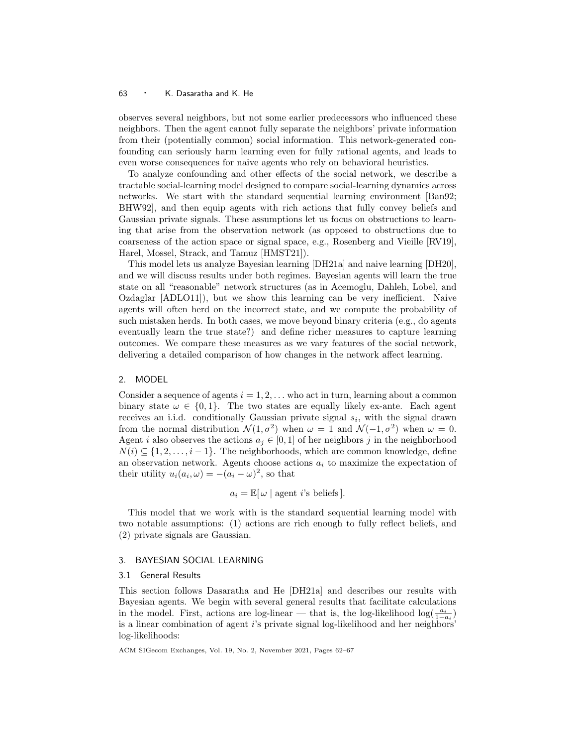observes several neighbors, but not some earlier predecessors who influenced these neighbors. Then the agent cannot fully separate the neighbors' private information from their (potentially common) social information. This network-generated confounding can seriously harm learning even for fully rational agents, and leads to even worse consequences for naive agents who rely on behavioral heuristics.

To analyze confounding and other effects of the social network, we describe a tractable social-learning model designed to compare social-learning dynamics across networks. We start with the standard sequential learning environment [Ban92; BHW92], and then equip agents with rich actions that fully convey beliefs and Gaussian private signals. These assumptions let us focus on obstructions to learning that arise from the observation network (as opposed to obstructions due to coarseness of the action space or signal space, e.g., Rosenberg and Vieille [RV19], Harel, Mossel, Strack, and Tamuz [HMST21]).

This model lets us analyze Bayesian learning [DH21a] and naive learning [DH20], and we will discuss results under both regimes. Bayesian agents will learn the true state on all "reasonable" network structures (as in Acemoglu, Dahleh, Lobel, and Ozdaglar [ADLO11]), but we show this learning can be very inefficient. Naive agents will often herd on the incorrect state, and we compute the probability of such mistaken herds. In both cases, we move beyond binary criteria (e.g., do agents eventually learn the true state?) and define richer measures to capture learning outcomes. We compare these measures as we vary features of the social network, delivering a detailed comparison of how changes in the network affect learning.

## 2. MODEL

Consider a sequence of agents $i = 1, 2, \ldots$ who act in turn, learning about a common binary state $\omega \in \{0, 1\}$. The two states are equally likely ex-ante. Each agent receives an i.i.d. conditionally Gaussian private signal $s_i$, with the signal drawn from the normal distribution $\mathcal{N}(1, \sigma^2)$ when $\omega = 1$ and $\mathcal{N}(-1, \sigma^2)$ when $\omega = 0$. Agent $i$ also observes the actions $a_j \in [0, 1]$ of her neighbors $j$ in the neighborhood $N(i) \subseteq \{1, 2, \ldots, i-1\}$. The neighborhoods, which are common knowledge, define an observation network. Agents choose actions $a_i$ to maximize the expectation of their utility $u_i(a_i, \omega) = -(a_i - \omega)^2$, so that

$$a_i = \mathbb{E}[\, \omega \mid \text{agent } i\text{'s beliefs}\,].$$

This model that we work with is the standard sequential learning model with two notable assumptions: (1) actions are rich enough to fully reflect beliefs, and (2) private signals are Gaussian.

## 3. BAYESIAN SOCIAL LEARNING

### 3.1 General Results

This section follows Dasaratha and He [DH21a] and describes our results with Bayesian agents. We begin with several general results that facilitate calculations in the model. First, actions are log-linear — that is, the log-likelihood $\log(\frac{a_i}{1-a_i})$ is a linear combination of agent $i$'s private signal log-likelihood and her neighbors' log-likelihoods: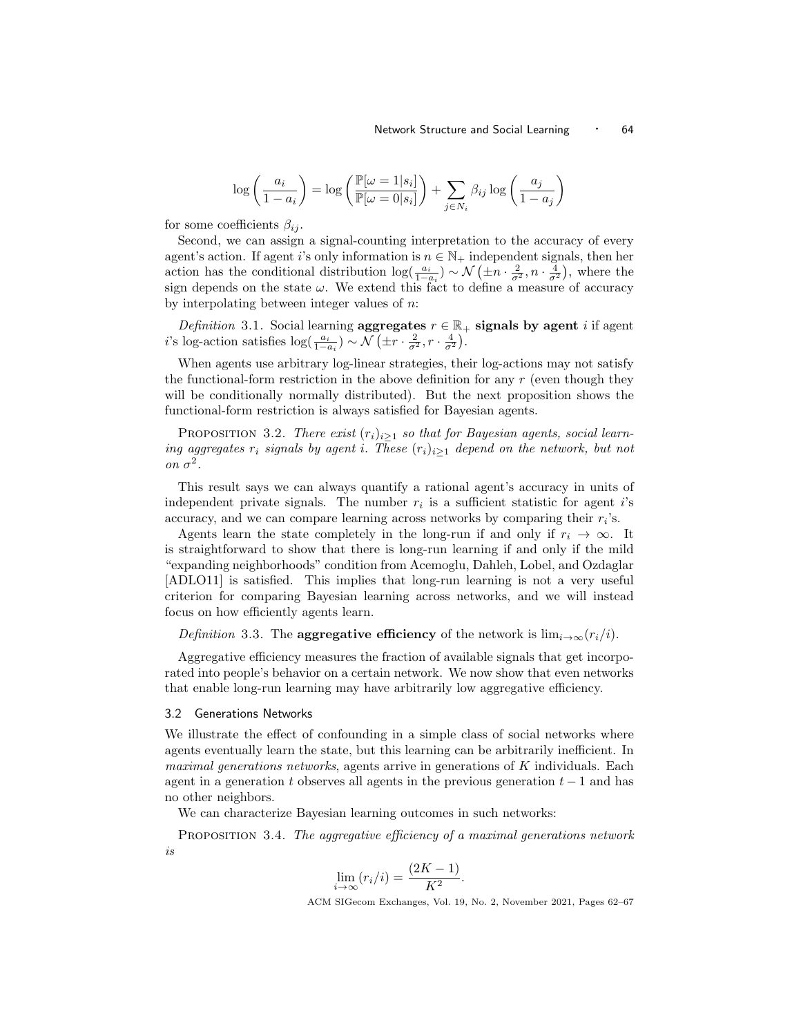$$\log\left(\frac{a_i}{1-a_i}\right) = \log\left(\frac{\mathbb{P}[\omega=1|s_i]}{\mathbb{P}[\omega=0|s_i]}\right) + \sum_{j\in N_i} \beta_{ij} \log\left(\frac{a_j}{1-a_j}\right)$$

for some coefficients $\beta_{ij}$.

Second, we can assign a signal-counting interpretation to the accuracy of every agent's action. If agent $i$'s only information is $n \in \mathbb{N}_+$ independent signals, then her action has the conditional distribution $\log(\frac{a_i}{1-a_i}) \sim \mathcal{N}\left(\pm n \cdot \frac{2}{\sigma^2}, n \cdot \frac{4}{\sigma^2}\right)$, where the sign depends on the state $\omega$. We extend this fact to define a measure of accuracy by interpolating between integer values of $n$:

*Definition* 3.1. Social learning **aggregates** $r \in \mathbb{R}_+$ **signals by agent** $i$ if agent $i$'s log-action satisfies $\log(\frac{a_i}{1-a_i}) \sim \mathcal{N}\left(\pm r \cdot \frac{2}{\sigma^2}, r \cdot \frac{4}{\sigma^2}\right)$.

When agents use arbitrary log-linear strategies, their log-actions may not satisfy the functional-form restriction in the above definition for any $r$ (even though they will be conditionally normally distributed). But the next proposition shows the functional-form restriction is always satisfied for Bayesian agents.

Proposition 3.2. *There exist $(r_i)_{i\geq 1}$ so that for Bayesian agents, social learning aggregates $r_i$ signals by agent $i$. These $(r_i)_{i\geq 1}$ depend on the network, but not on $\sigma^2$.*

This result says we can always quantify a rational agent's accuracy in units of independent private signals. The number $r_i$ is a sufficient statistic for agent $i$'s accuracy, and we can compare learning across networks by comparing their $r_i$'s.

Agents learn the state completely in the long-run if and only if $r_i \to \infty$. It is straightforward to show that there is long-run learning if and only if the mild "expanding neighborhoods" condition from Acemoglu, Dahleh, Lobel, and Ozdaglar [ADLO11] is satisfied. This implies that long-run learning is not a very useful criterion for comparing Bayesian learning across networks, and we will instead focus on how efficiently agents learn.

*Definition* 3.3. The **aggregative efficiency** of the network is $\lim_{i\to\infty}(r_i/i)$.

Aggregative efficiency measures the fraction of available signals that get incorporated into people's behavior on a certain network. We now show that even networks that enable long-run learning may have arbitrarily low aggregative efficiency.

### 3.2 Generations Networks

We illustrate the effect of confounding in a simple class of social networks where agents eventually learn the state, but this learning can be arbitrarily inefficient. In *maximal generations networks*, agents arrive in generations of $K$ individuals. Each agent in a generation $t$ observes all agents in the previous generation $t-1$ and has no other neighbors.

We can characterize Bayesian learning outcomes in such networks:

Proposition 3.4. *The aggregative efficiency of a maximal generations network is*

$$\lim_{i\to\infty}(r_i/i) = \frac{(2K-1)}{K^2}.$$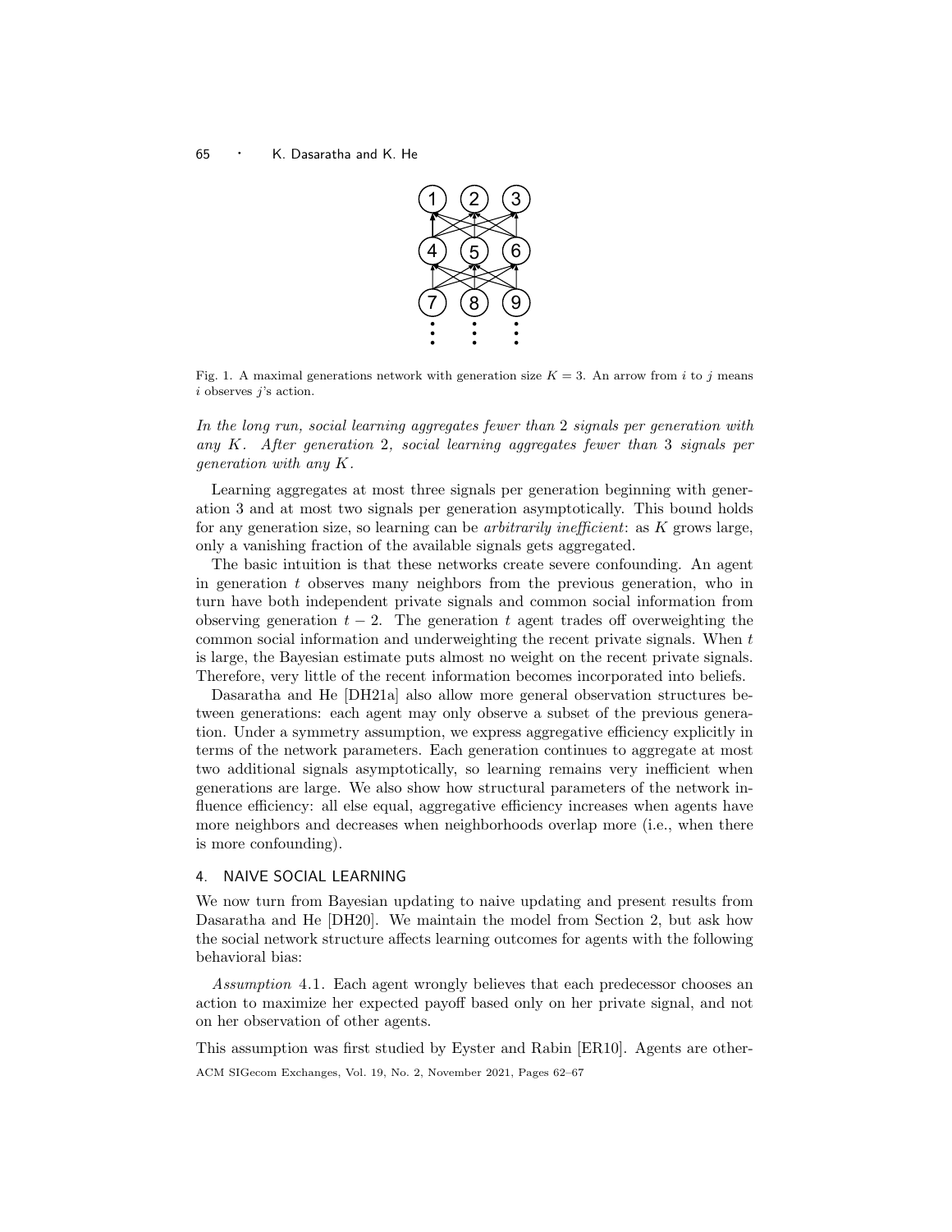Fig. 1. A maximal generations network with generation size $K = 3$. An arrow from $i$ to $j$ means $i$ observes $j$'s action.

*In the long run, social learning aggregates fewer than* 2 *signals per generation with any* $K$*. After generation* 2*, social learning aggregates fewer than* 3 *signals per generation with any* $K$*.*

Learning aggregates at most three signals per generation beginning with generation 3 and at most two signals per generation asymptotically. This bound holds for any generation size, so learning can be *arbitrarily inefficient*: as $K$ grows large, only a vanishing fraction of the available signals gets aggregated.

The basic intuition is that these networks create severe confounding. An agent in generation $t$ observes many neighbors from the previous generation, who in turn have both independent private signals and common social information from observing generation $t-2$. The generation $t$ agent trades off overweighting the common social information and underweighting the recent private signals. When $t$ is large, the Bayesian estimate puts almost no weight on the recent private signals. Therefore, very little of the recent information becomes incorporated into beliefs.

Dasaratha and He [DH21a] also allow more general observation structures between generations: each agent may only observe a subset of the previous generation. Under a symmetry assumption, we express aggregative efficiency explicitly in terms of the network parameters. Each generation continues to aggregate at most two additional signals asymptotically, so learning remains very inefficient when generations are large. We also show how structural parameters of the network influence efficiency: all else equal, aggregative efficiency increases when agents have more neighbors and decreases when neighborhoods overlap more (i.e., when there is more confounding).

## 4. NAIVE SOCIAL LEARNING

We now turn from Bayesian updating to naive updating and present results from Dasaratha and He [DH20]. We maintain the model from Section 2, but ask how the social network structure affects learning outcomes for agents with the following behavioral bias:

*Assumption* 4.1. Each agent wrongly believes that each predecessor chooses an action to maximize her expected payoff based only on her private signal, and not on her observation of other agents.

This assumption was first studied by Eyster and Rabin [ER10]. Agents are other-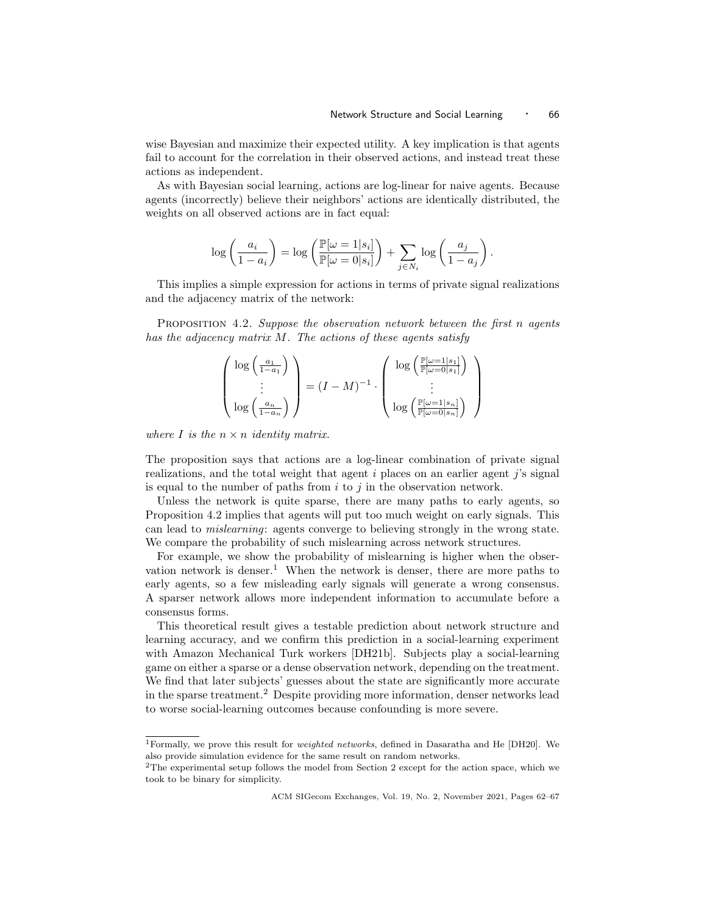wise Bayesian and maximize their expected utility. A key implication is that agents fail to account for the correlation in their observed actions, and instead treat these actions as independent.

As with Bayesian social learning, actions are log-linear for naive agents. Because agents (incorrectly) believe their neighbors' actions are identically distributed, the weights on all observed actions are in fact equal:

$$\log\left(\frac{a_i}{1-a_i}\right) = \log\left(\frac{\mathbb{P}[\omega=1|s_i]}{\mathbb{P}[\omega=0|s_i]}\right) + \sum_{j \in N_i} \log\left(\frac{a_j}{1-a_j}\right).$$

This implies a simple expression for actions in terms of private signal realizations and the adjacency matrix of the network:

Proposition 4.2. *Suppose the observation network between the first $n$ agents has the adjacency matrix $M$. The actions of these agents satisfy*

$$\begin{pmatrix} \log\left(\frac{a_1}{1-a_1}\right) \\ \vdots \\ \log\left(\frac{a_n}{1-a_n}\right) \end{pmatrix} = (I-M)^{-1} \cdot \begin{pmatrix} \log\left(\frac{\mathbb{P}[\omega=1|s_1]}{\mathbb{P}[\omega=0|s_1]}\right) \\ \vdots \\ \log\left(\frac{\mathbb{P}[\omega=1|s_n]}{\mathbb{P}[\omega=0|s_n]}\right) \end{pmatrix}$$

*where $I$ is the $n \times n$ identity matrix.*

The proposition says that actions are a log-linear combination of private signal realizations, and the total weight that agent $i$ places on an earlier agent $j$'s signal is equal to the number of paths from $i$ to $j$ in the observation network.

Unless the network is quite sparse, there are many paths to early agents, so Proposition 4.2 implies that agents will put too much weight on early signals. This can lead to *mislearning*: agents converge to believing strongly in the wrong state. We compare the probability of such mislearning across network structures.

For example, we show the probability of mislearning is higher when the observation network is denser.[1] When the network is denser, there are more paths to early agents, so a few misleading early signals will generate a wrong consensus. A sparser network allows more independent information to accumulate before a consensus forms.

This theoretical result gives a testable prediction about network structure and learning accuracy, and we confirm this prediction in a social-learning experiment with Amazon Mechanical Turk workers [DH21b]. Subjects play a social-learning game on either a sparse or a dense observation network, depending on the treatment. We find that later subjects' guesses about the state are significantly more accurate in the sparse treatment.[2] Despite providing more information, denser networks lead to worse social-learning outcomes because confounding is more severe.

[1] Formally, we prove this result for *weighted networks*, defined in Dasaratha and He [DH20]. We also provide simulation evidence for the same result on random networks.

[2] The experimental setup follows the model from Section 2 except for the action space, which we took to be binary for simplicity.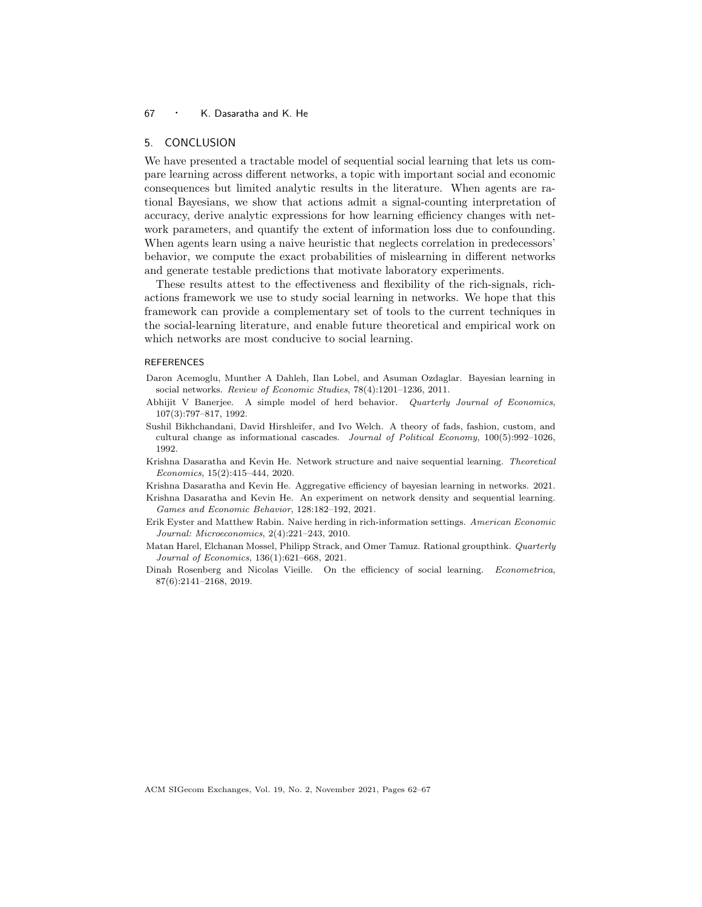## 5. CONCLUSION

We have presented a tractable model of sequential social learning that lets us compare learning across different networks, a topic with important social and economic consequences but limited analytic results in the literature. When agents are rational Bayesians, we show that actions admit a signal-counting interpretation of accuracy, derive analytic expressions for how learning efficiency changes with network parameters, and quantify the extent of information loss due to confounding. When agents learn using a naive heuristic that neglects correlation in predecessors' behavior, we compute the exact probabilities of mislearning in different networks and generate testable predictions that motivate laboratory experiments.

These results attest to the effectiveness and flexibility of the rich-signals, rich-actions framework we use to study social learning in networks. We hope that this framework can provide a complementary set of tools to the current techniques in the social-learning literature, and enable future theoretical and empirical work on which networks are most conducive to social learning.

### REFERENCES

- Daron Acemoglu, Munther A Dahleh, Ilan Lobel, and Asuman Ozdaglar. Bayesian learning in social networks. *Review of Economic Studies*, 78(4):1201–1236, 2011.
- Abhijit V Banerjee. A simple model of herd behavior. *Quarterly Journal of Economics*, 107(3):797–817, 1992.
- Sushil Bikhchandani, David Hirshleifer, and Ivo Welch. A theory of fads, fashion, custom, and cultural change as informational cascades. *Journal of Political Economy*, 100(5):992–1026, 1992.
- Krishna Dasaratha and Kevin He. Network structure and naive sequential learning. *Theoretical Economics*, 15(2):415–444, 2020.
- Krishna Dasaratha and Kevin He. Aggregative efficiency of bayesian learning in networks. 2021.
- Krishna Dasaratha and Kevin He. An experiment on network density and sequential learning. *Games and Economic Behavior*, 128:182–192, 2021.
- Erik Eyster and Matthew Rabin. Naive herding in rich-information settings. *American Economic Journal: Microeconomics*, 2(4):221–243, 2010.
- Matan Harel, Elchanan Mossel, Philipp Strack, and Omer Tamuz. Rational groupthink. *Quarterly Journal of Economics*, 136(1):621–668, 2021.
- Dinah Rosenberg and Nicolas Vieille. On the efficiency of social learning. *Econometrica*, 87(6):2141–2168, 2019.